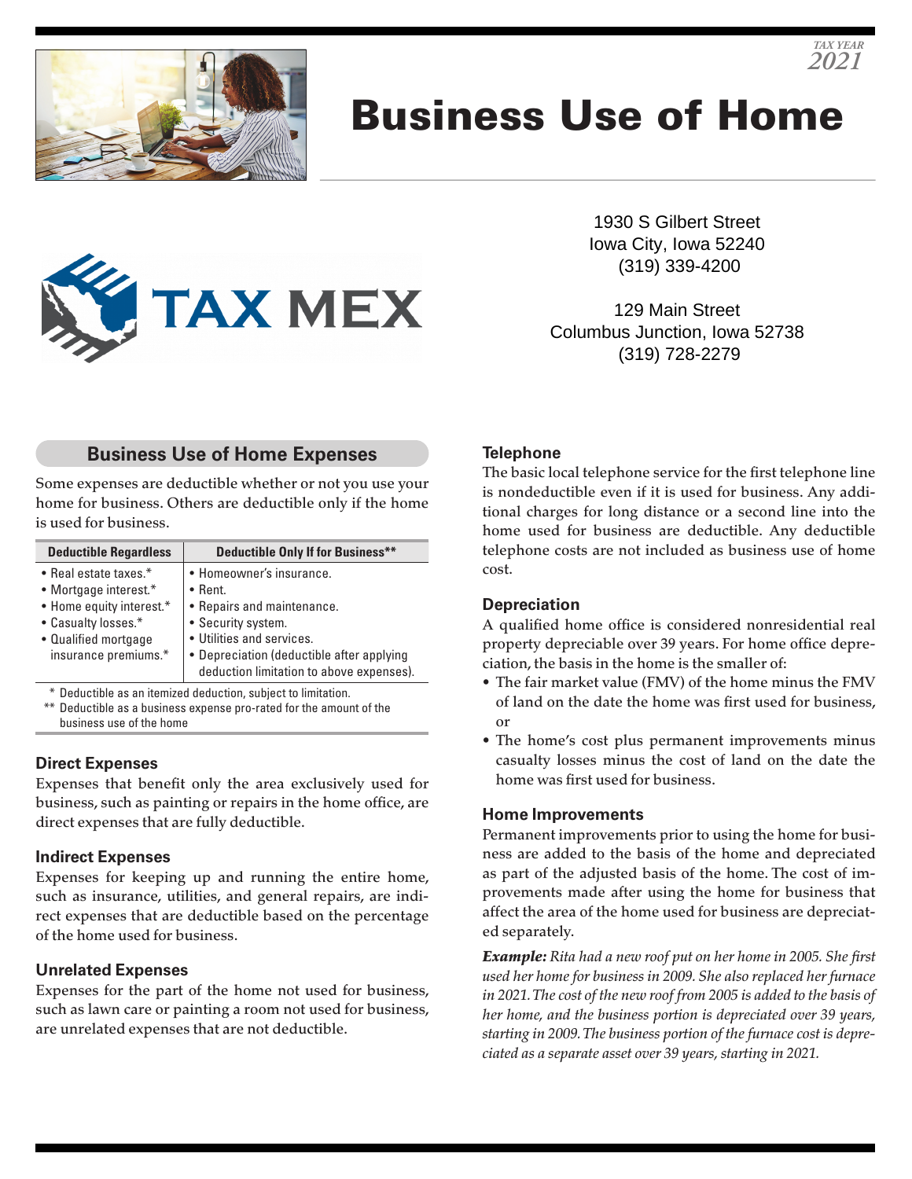TAX YEAR
2021

# Business Use of Home

TAX MEX

1930 S Gilbert Street
Iowa City, Iowa 52240
(319) 339-4200

129 Main Street
Columbus Junction, Iowa 52738
(319) 728-2279

## Business Use of Home Expenses

Some expenses are deductible whether or not you use your home for business. Others are deductible only if the home is used for business.

| Deductible Regardless | Deductible Only If for Business** |
|---|---|
| • Real estate taxes.*<br>• Mortgage interest.*<br>• Home equity interest.*<br>• Casualty losses.*<br>• Qualified mortgage insurance premiums.* | • Homeowner's insurance.<br>• Rent.<br>• Repairs and maintenance.<br>• Security system.<br>• Utilities and services.<br>• Depreciation (deductible after applying deduction limitation to above expenses). |

\* Deductible as an itemized deduction, subject to limitation.
\*\* Deductible as a business expense pro-rated for the amount of the business use of the home

### Direct Expenses

Expenses that benefit only the area exclusively used for business, such as painting or repairs in the home office, are direct expenses that are fully deductible.

### Indirect Expenses

Expenses for keeping up and running the entire home, such as insurance, utilities, and general repairs, are indirect expenses that are deductible based on the percentage of the home used for business.

### Unrelated Expenses

Expenses for the part of the home not used for business, such as lawn care or painting a room not used for business, are unrelated expenses that are not deductible.

### Telephone

The basic local telephone service for the first telephone line is nondeductible even if it is used for business. Any additional charges for long distance or a second line into the home used for business are deductible. Any deductible telephone costs are not included as business use of home cost.

### Depreciation

A qualified home office is considered nonresidential real property depreciable over 39 years. For home office depreciation, the basis in the home is the smaller of:

- The fair market value (FMV) of the home minus the FMV of land on the date the home was first used for business, or
- The home's cost plus permanent improvements minus casualty losses minus the cost of land on the date the home was first used for business.

### Home Improvements

Permanent improvements prior to using the home for business are added to the basis of the home and depreciated as part of the adjusted basis of the home. The cost of improvements made after using the home for business that affect the area of the home used for business are depreciated separately.

***Example:*** *Rita had a new roof put on her home in 2005. She first used her home for business in 2009. She also replaced her furnace in 2021. The cost of the new roof from 2005 is added to the basis of her home, and the business portion is depreciated over 39 years, starting in 2009. The business portion of the furnace cost is depreciated as a separate asset over 39 years, starting in 2021.*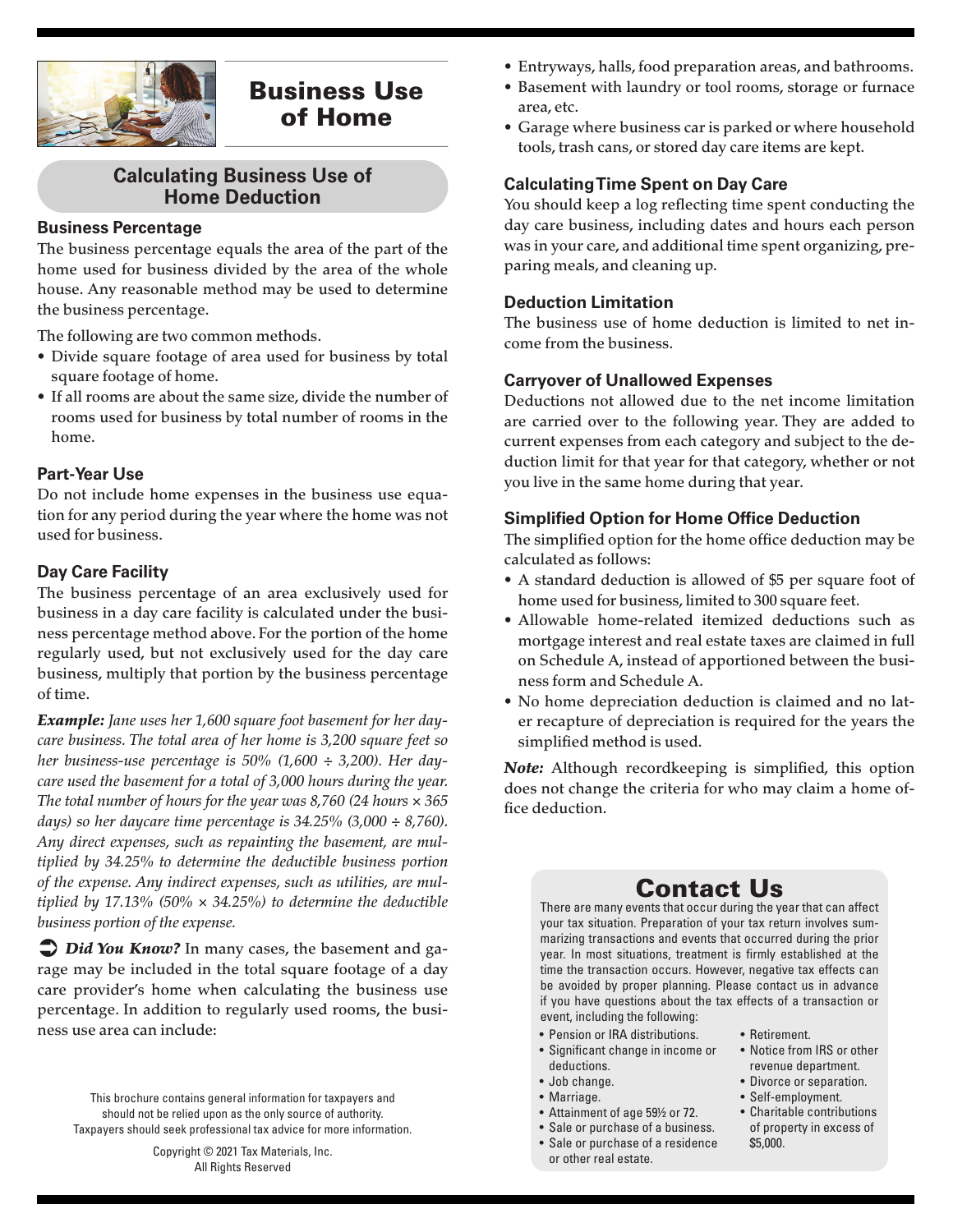# Business Use of Home

## Calculating Business Use of Home Deduction

### Business Percentage

The business percentage equals the area of the part of the home used for business divided by the area of the whole house. Any reasonable method may be used to determine the business percentage.

The following are two common methods.

- Divide square footage of area used for business by total square footage of home.
- If all rooms are about the same size, divide the number of rooms used for business by total number of rooms in the home.

### Part-Year Use

Do not include home expenses in the business use equation for any period during the year where the home was not used for business.

### Day Care Facility

The business percentage of an area exclusively used for business in a day care facility is calculated under the business percentage method above. For the portion of the home regularly used, but not exclusively used for the day care business, multiply that portion by the business percentage of time.

***Example:*** *Jane uses her 1,600 square foot basement for her daycare business. The total area of her home is 3,200 square feet so her business-use percentage is 50% (1,600 ÷ 3,200). Her daycare used the basement for a total of 3,000 hours during the year. The total number of hours for the year was 8,760 (24 hours × 365 days) so her daycare time percentage is 34.25% (3,000 ÷ 8,760). Any direct expenses, such as repainting the basement, are multiplied by 34.25% to determine the deductible business portion of the expense. Any indirect expenses, such as utilities, are multiplied by 17.13% (50% × 34.25%) to determine the deductible business portion of the expense.*

➲ ***Did You Know?*** In many cases, the basement and garage may be included in the total square footage of a day care provider's home when calculating the business use percentage. In addition to regularly used rooms, the business use area can include:

- Entryways, halls, food preparation areas, and bathrooms.
- Basement with laundry or tool rooms, storage or furnace area, etc.
- Garage where business car is parked or where household tools, trash cans, or stored day care items are kept.

### Calculating Time Spent on Day Care

You should keep a log reflecting time spent conducting the day care business, including dates and hours each person was in your care, and additional time spent organizing, preparing meals, and cleaning up.

### Deduction Limitation

The business use of home deduction is limited to net income from the business.

### Carryover of Unallowed Expenses

Deductions not allowed due to the net income limitation are carried over to the following year. They are added to current expenses from each category and subject to the deduction limit for that year for that category, whether or not you live in the same home during that year.

### Simplified Option for Home Office Deduction

The simplified option for the home office deduction may be calculated as follows:

- A standard deduction is allowed of $5 per square foot of home used for business, limited to 300 square feet.
- Allowable home-related itemized deductions such as mortgage interest and real estate taxes are claimed in full on Schedule A, instead of apportioned between the business form and Schedule A.
- No home depreciation deduction is claimed and no later recapture of depreciation is required for the years the simplified method is used.

***Note:*** Although recordkeeping is simplified, this option does not change the criteria for who may claim a home office deduction.

## Contact Us

There are many events that occur during the year that can affect your tax situation. Preparation of your tax return involves summarizing transactions and events that occurred during the prior year. In most situations, treatment is firmly established at the time the transaction occurs. However, negative tax effects can be avoided by proper planning. Please contact us in advance if you have questions about the tax effects of a transaction or event, including the following:

- Pension or IRA distributions.
- Significant change in income or deductions.
- Job change.
- Marriage.
- Attainment of age 59½ or 72.
- Sale or purchase of a business.
- Sale or purchase of a residence or other real estate.
- Retirement.
- Notice from IRS or other revenue department.
- Divorce or separation.
- Self-employment.
- Charitable contributions of property in excess of $5,000.

This brochure contains general information for taxpayers and should not be relied upon as the only source of authority. Taxpayers should seek professional tax advice for more information.

Copyright © 2021 Tax Materials, Inc. All Rights Reserved